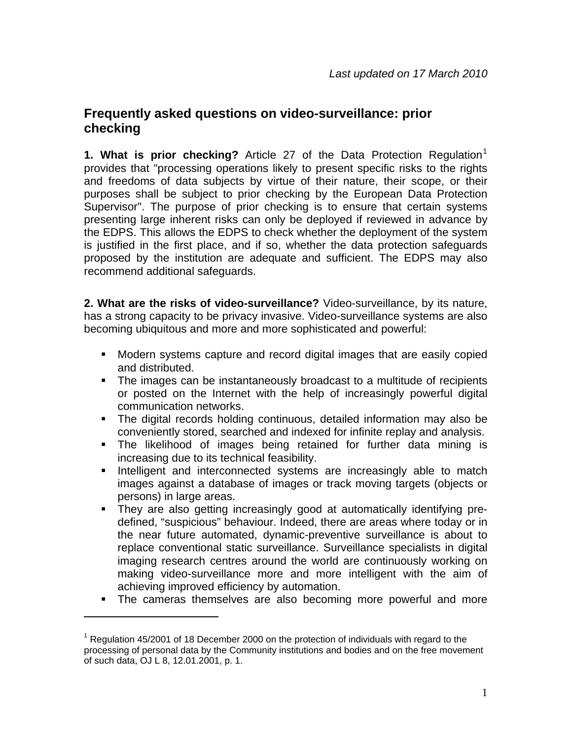*Last updated on 17 March 2010*

## Frequently asked questions on video-surveillance: prior checking

**1. What is prior checking?** Article 27 of the Data Protection Regulation[1] provides that "processing operations likely to present specific risks to the rights and freedoms of data subjects by virtue of their nature, their scope, or their purposes shall be subject to prior checking by the European Data Protection Supervisor". The purpose of prior checking is to ensure that certain systems presenting large inherent risks can only be deployed if reviewed in advance by the EDPS. This allows the EDPS to check whether the deployment of the system is justified in the first place, and if so, whether the data protection safeguards proposed by the institution are adequate and sufficient. The EDPS may also recommend additional safeguards.

**2. What are the risks of video-surveillance?** Video-surveillance, by its nature, has a strong capacity to be privacy invasive. Video-surveillance systems are also becoming ubiquitous and more and more sophisticated and powerful:

- Modern systems capture and record digital images that are easily copied and distributed.
- The images can be instantaneously broadcast to a multitude of recipients or posted on the Internet with the help of increasingly powerful digital communication networks.
- The digital records holding continuous, detailed information may also be conveniently stored, searched and indexed for infinite replay and analysis.
- The likelihood of images being retained for further data mining is increasing due to its technical feasibility.
- Intelligent and interconnected systems are increasingly able to match images against a database of images or track moving targets (objects or persons) in large areas.
- They are also getting increasingly good at automatically identifying pre-defined, "suspicious" behaviour. Indeed, there are areas where today or in the near future automated, dynamic-preventive surveillance is about to replace conventional static surveillance. Surveillance specialists in digital imaging research centres around the world are continuously working on making video-surveillance more and more intelligent with the aim of achieving improved efficiency by automation.
- The cameras themselves are also becoming more powerful and more

---

[1] Regulation 45/2001 of 18 December 2000 on the protection of individuals with regard to the processing of personal data by the Community institutions and bodies and on the free movement of such data, OJ L 8, 12.01.2001, p. 1.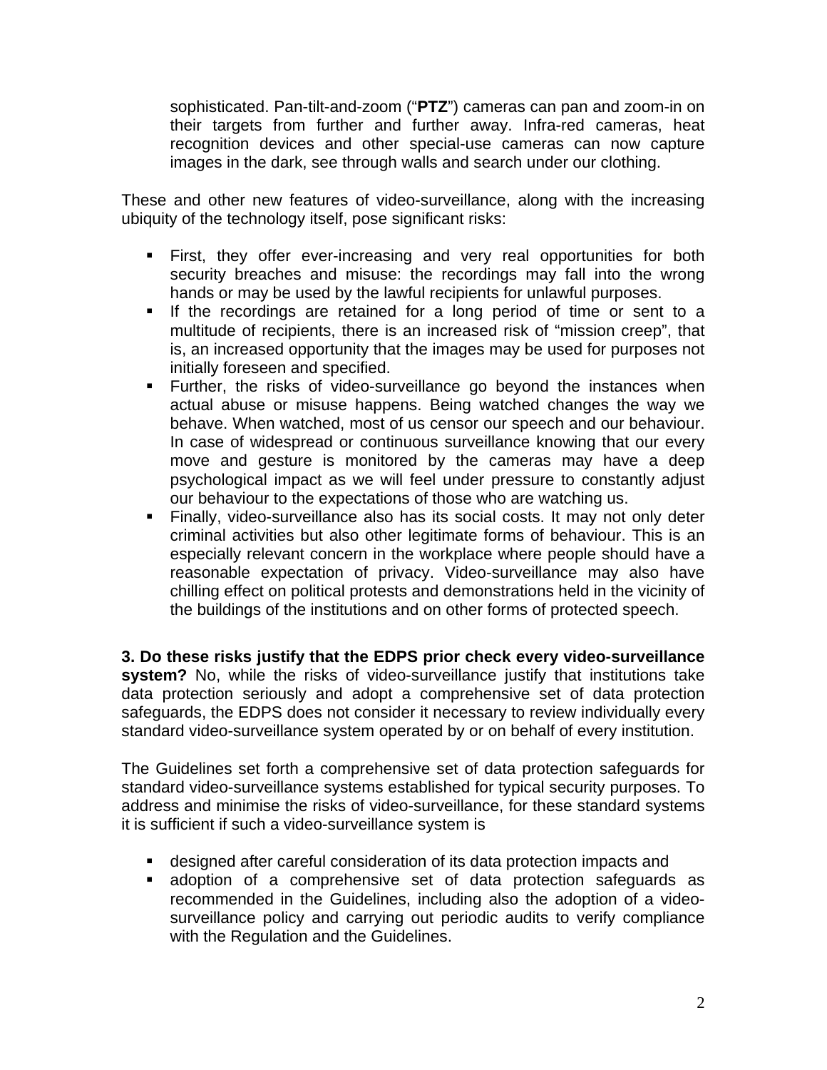sophisticated. Pan-tilt-and-zoom ("**PTZ**") cameras can pan and zoom-in on their targets from further and further away. Infra-red cameras, heat recognition devices and other special-use cameras can now capture images in the dark, see through walls and search under our clothing.

These and other new features of video-surveillance, along with the increasing ubiquity of the technology itself, pose significant risks:

- First, they offer ever-increasing and very real opportunities for both security breaches and misuse: the recordings may fall into the wrong hands or may be used by the lawful recipients for unlawful purposes.
- If the recordings are retained for a long period of time or sent to a multitude of recipients, there is an increased risk of "mission creep", that is, an increased opportunity that the images may be used for purposes not initially foreseen and specified.
- Further, the risks of video-surveillance go beyond the instances when actual abuse or misuse happens. Being watched changes the way we behave. When watched, most of us censor our speech and our behaviour. In case of widespread or continuous surveillance knowing that our every move and gesture is monitored by the cameras may have a deep psychological impact as we will feel under pressure to constantly adjust our behaviour to the expectations of those who are watching us.
- Finally, video-surveillance also has its social costs. It may not only deter criminal activities but also other legitimate forms of behaviour. This is an especially relevant concern in the workplace where people should have a reasonable expectation of privacy. Video-surveillance may also have chilling effect on political protests and demonstrations held in the vicinity of the buildings of the institutions and on other forms of protected speech.

**3. Do these risks justify that the EDPS prior check every video-surveillance system?** No, while the risks of video-surveillance justify that institutions take data protection seriously and adopt a comprehensive set of data protection safeguards, the EDPS does not consider it necessary to review individually every standard video-surveillance system operated by or on behalf of every institution.

The Guidelines set forth a comprehensive set of data protection safeguards for standard video-surveillance systems established for typical security purposes. To address and minimise the risks of video-surveillance, for these standard systems it is sufficient if such a video-surveillance system is

- designed after careful consideration of its data protection impacts and
- adoption of a comprehensive set of data protection safeguards as recommended in the Guidelines, including also the adoption of a video-surveillance policy and carrying out periodic audits to verify compliance with the Regulation and the Guidelines.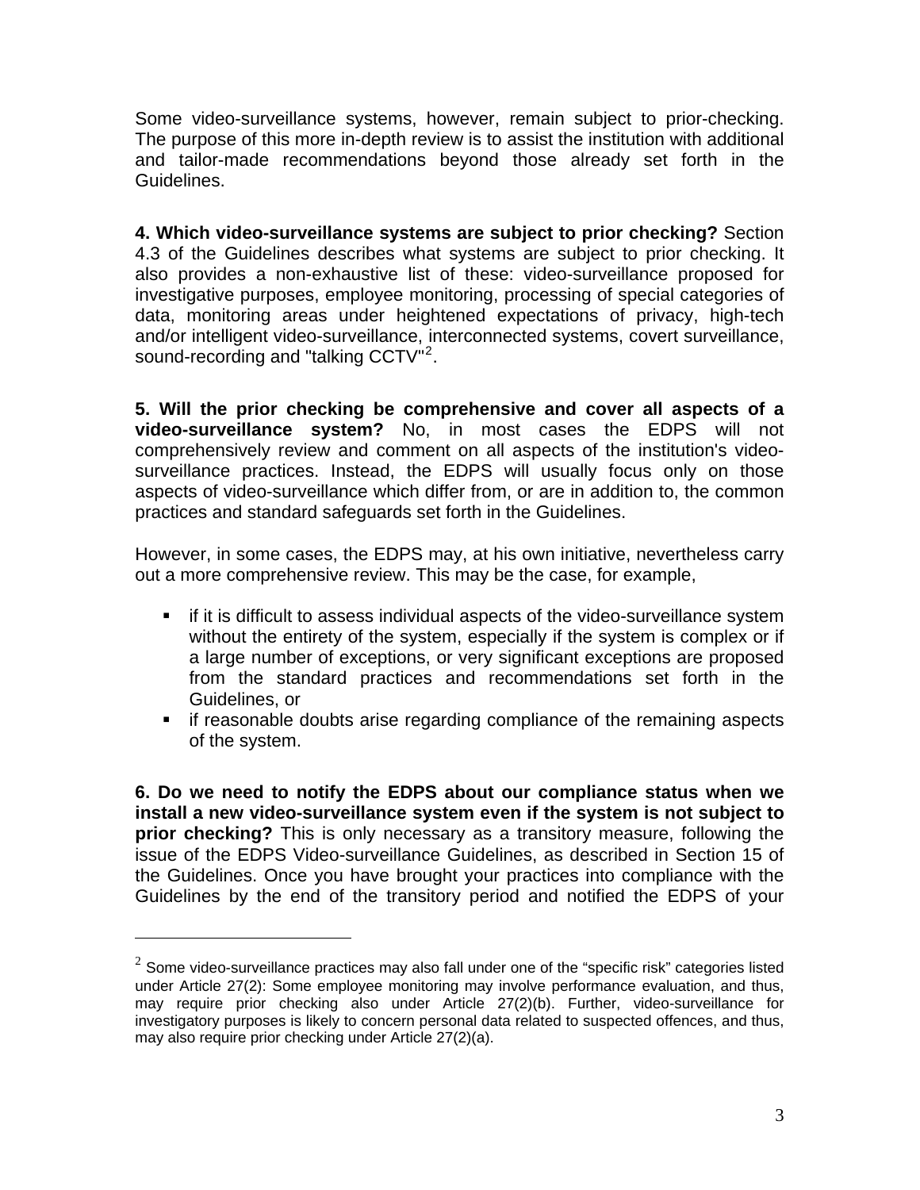Some video-surveillance systems, however, remain subject to prior-checking. The purpose of this more in-depth review is to assist the institution with additional and tailor-made recommendations beyond those already set forth in the Guidelines.

**4. Which video-surveillance systems are subject to prior checking?** Section 4.3 of the Guidelines describes what systems are subject to prior checking. It also provides a non-exhaustive list of these: video-surveillance proposed for investigative purposes, employee monitoring, processing of special categories of data, monitoring areas under heightened expectations of privacy, high-tech and/or intelligent video-surveillance, interconnected systems, covert surveillance, sound-recording and "talking CCTV"[2].

**5. Will the prior checking be comprehensive and cover all aspects of a video-surveillance system?** No, in most cases the EDPS will not comprehensively review and comment on all aspects of the institution's video-surveillance practices. Instead, the EDPS will usually focus only on those aspects of video-surveillance which differ from, or are in addition to, the common practices and standard safeguards set forth in the Guidelines.

However, in some cases, the EDPS may, at his own initiative, nevertheless carry out a more comprehensive review. This may be the case, for example,

- if it is difficult to assess individual aspects of the video-surveillance system without the entirety of the system, especially if the system is complex or if a large number of exceptions, or very significant exceptions are proposed from the standard practices and recommendations set forth in the Guidelines, or
- if reasonable doubts arise regarding compliance of the remaining aspects of the system.

**6. Do we need to notify the EDPS about our compliance status when we install a new video-surveillance system even if the system is not subject to prior checking?** This is only necessary as a transitory measure, following the issue of the EDPS Video-surveillance Guidelines, as described in Section 15 of the Guidelines. Once you have brought your practices into compliance with the Guidelines by the end of the transitory period and notified the EDPS of your

---

[2] Some video-surveillance practices may also fall under one of the "specific risk" categories listed under Article 27(2): Some employee monitoring may involve performance evaluation, and thus, may require prior checking also under Article 27(2)(b). Further, video-surveillance for investigatory purposes is likely to concern personal data related to suspected offences, and thus, may also require prior checking under Article 27(2)(a).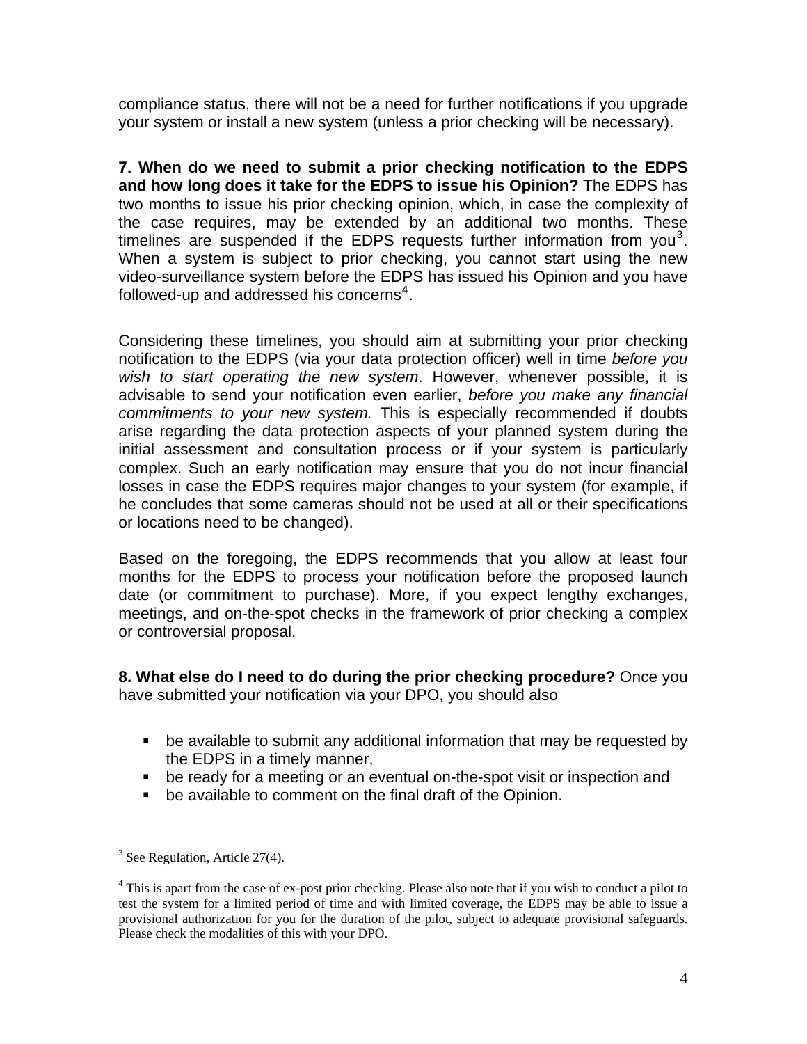compliance status, there will not be a need for further notifications if you upgrade your system or install a new system (unless a prior checking will be necessary).

**7. When do we need to submit a prior checking notification to the EDPS and how long does it take for the EDPS to issue his Opinion?** The EDPS has two months to issue his prior checking opinion, which, in case the complexity of the case requires, may be extended by an additional two months. These timelines are suspended if the EDPS requests further information from you[3]. When a system is subject to prior checking, you cannot start using the new video-surveillance system before the EDPS has issued his Opinion and you have followed-up and addressed his concerns[4].

Considering these timelines, you should aim at submitting your prior checking notification to the EDPS (via your data protection officer) well in time *before you wish to start operating the new system*. However, whenever possible, it is advisable to send your notification even earlier, *before you make any financial commitments to your new system.* This is especially recommended if doubts arise regarding the data protection aspects of your planned system during the initial assessment and consultation process or if your system is particularly complex. Such an early notification may ensure that you do not incur financial losses in case the EDPS requires major changes to your system (for example, if he concludes that some cameras should not be used at all or their specifications or locations need to be changed).

Based on the foregoing, the EDPS recommends that you allow at least four months for the EDPS to process your notification before the proposed launch date (or commitment to purchase). More, if you expect lengthy exchanges, meetings, and on-the-spot checks in the framework of prior checking a complex or controversial proposal.

**8. What else do I need to do during the prior checking procedure?** Once you have submitted your notification via your DPO, you should also

- be available to submit any additional information that may be requested by the EDPS in a timely manner,
- be ready for a meeting or an eventual on-the-spot visit or inspection and
- be available to comment on the final draft of the Opinion.

[3] See Regulation, Article 27(4).

[4] This is apart from the case of ex-post prior checking. Please also note that if you wish to conduct a pilot to test the system for a limited period of time and with limited coverage, the EDPS may be able to issue a provisional authorization for you for the duration of the pilot, subject to adequate provisional safeguards. Please check the modalities of this with your DPO.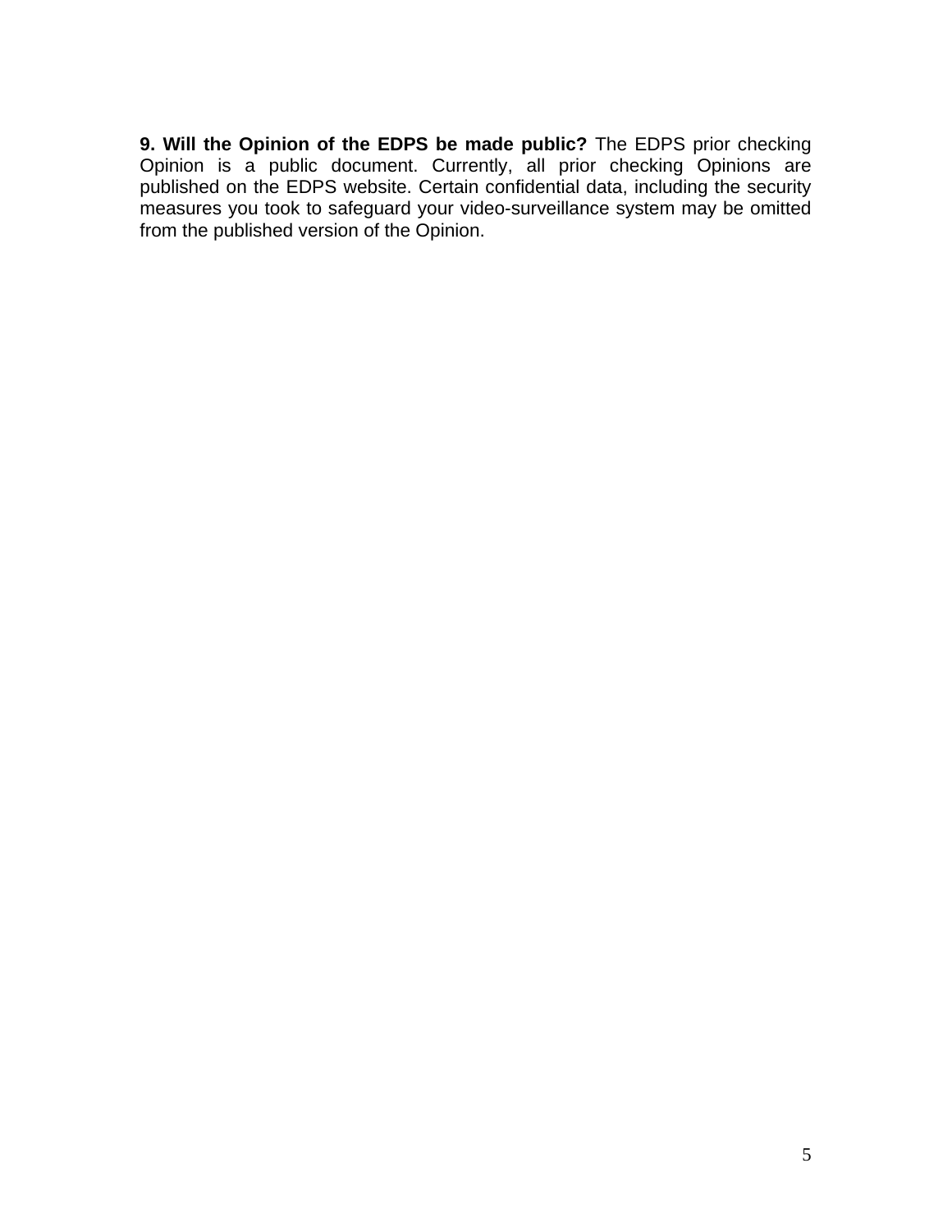**9. Will the Opinion of the EDPS be made public?** The EDPS prior checking Opinion is a public document. Currently, all prior checking Opinions are published on the EDPS website. Certain confidential data, including the security measures you took to safeguard your video-surveillance system may be omitted from the published version of the Opinion.